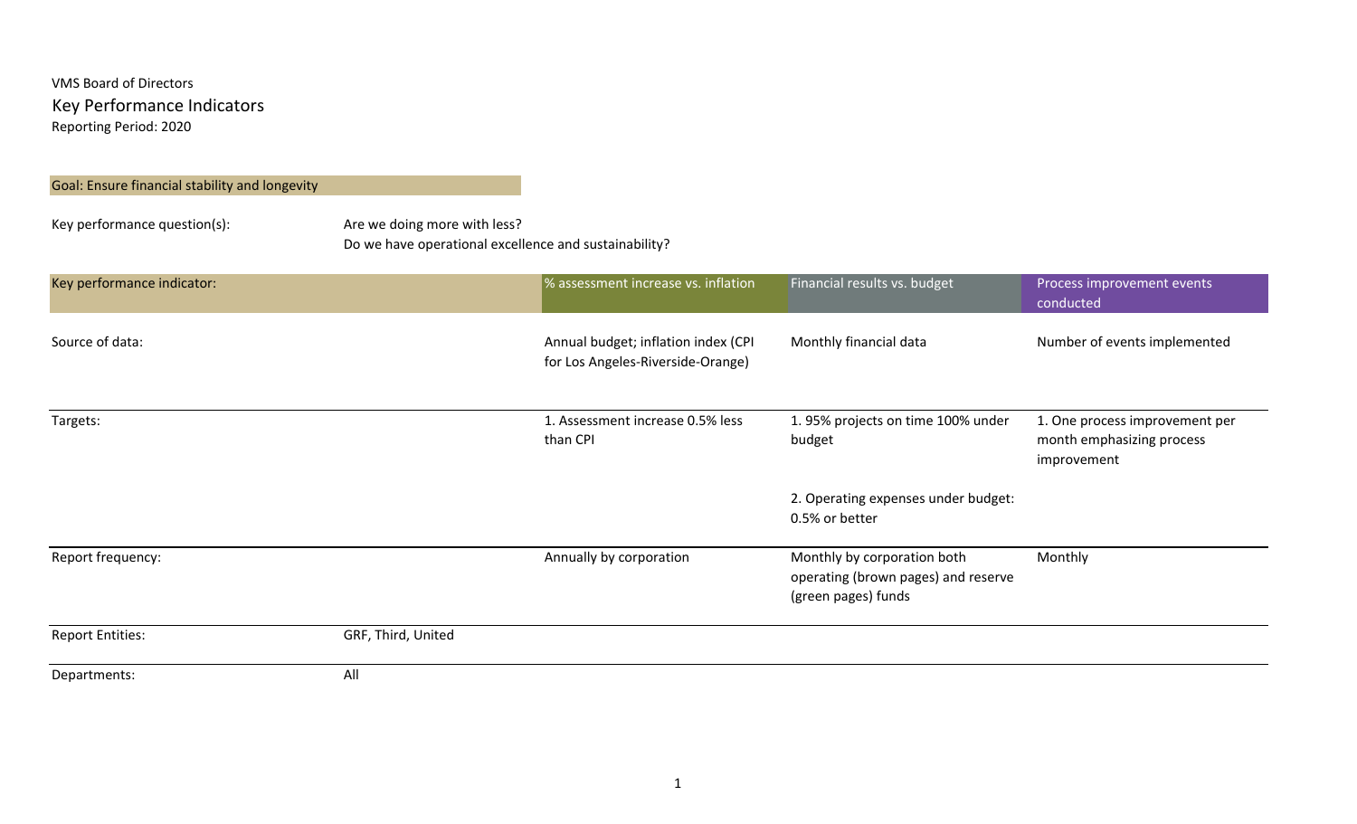VMS Board of Directors

# Key Performance Indicators

Reporting Period: 2020

## Goal: Ensure financial stability and longevity

| Key performance question(s): | Are we doing more with less?<br>Do we have operational excellence and sustainability? | | |
|---|---|---|---|
| **Key performance indicator:** | **% assessment increase vs. inflation** | **Financial results vs. budget** | **Process improvement events conducted** |
| Source of data: | Annual budget; inflation index (CPI for Los Angeles-Riverside-Orange) | Monthly financial data | Number of events implemented |
| Targets: | 1. Assessment increase 0.5% less than CPI | 1. 95% projects on time 100% under budget<br><br>2. Operating expenses under budget: 0.5% or better | 1. One process improvement per month emphasizing process improvement |
| Report frequency: | Annually by corporation | Monthly by corporation both operating (brown pages) and reserve (green pages) funds | Monthly |
| Report Entities: | GRF, Third, United | | |
| Departments: | All | | |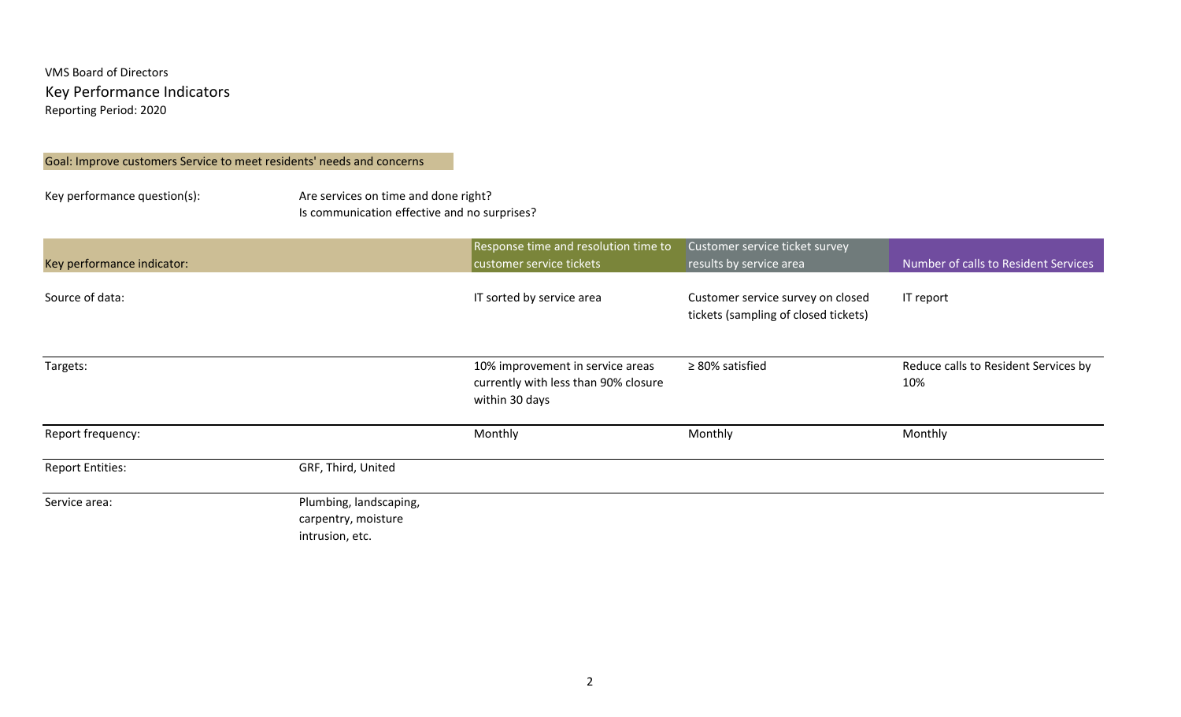VMS Board of Directors

## Key Performance Indicators

Reporting Period: 2020

**Goal: Improve customers Service to meet residents' needs and concerns**

Key performance question(s): Are services on time and done right?
Is communication effective and no surprises?

| Key performance indicator: | | Response time and resolution time to customer service tickets | Customer service ticket survey results by service area | Number of calls to Resident Services |
|---|---|---|---|---|
| Source of data: | | IT sorted by service area | Customer service survey on closed tickets (sampling of closed tickets) | IT report |
| Targets: | | 10% improvement in service areas currently with less than 90% closure within 30 days | ≥ 80% satisfied | Reduce calls to Resident Services by 10% |
| Report frequency: | | Monthly | Monthly | Monthly |
| Report Entities: | GRF, Third, United | | | |
| Service area: | Plumbing, landscaping, carpentry, moisture intrusion, etc. | | | |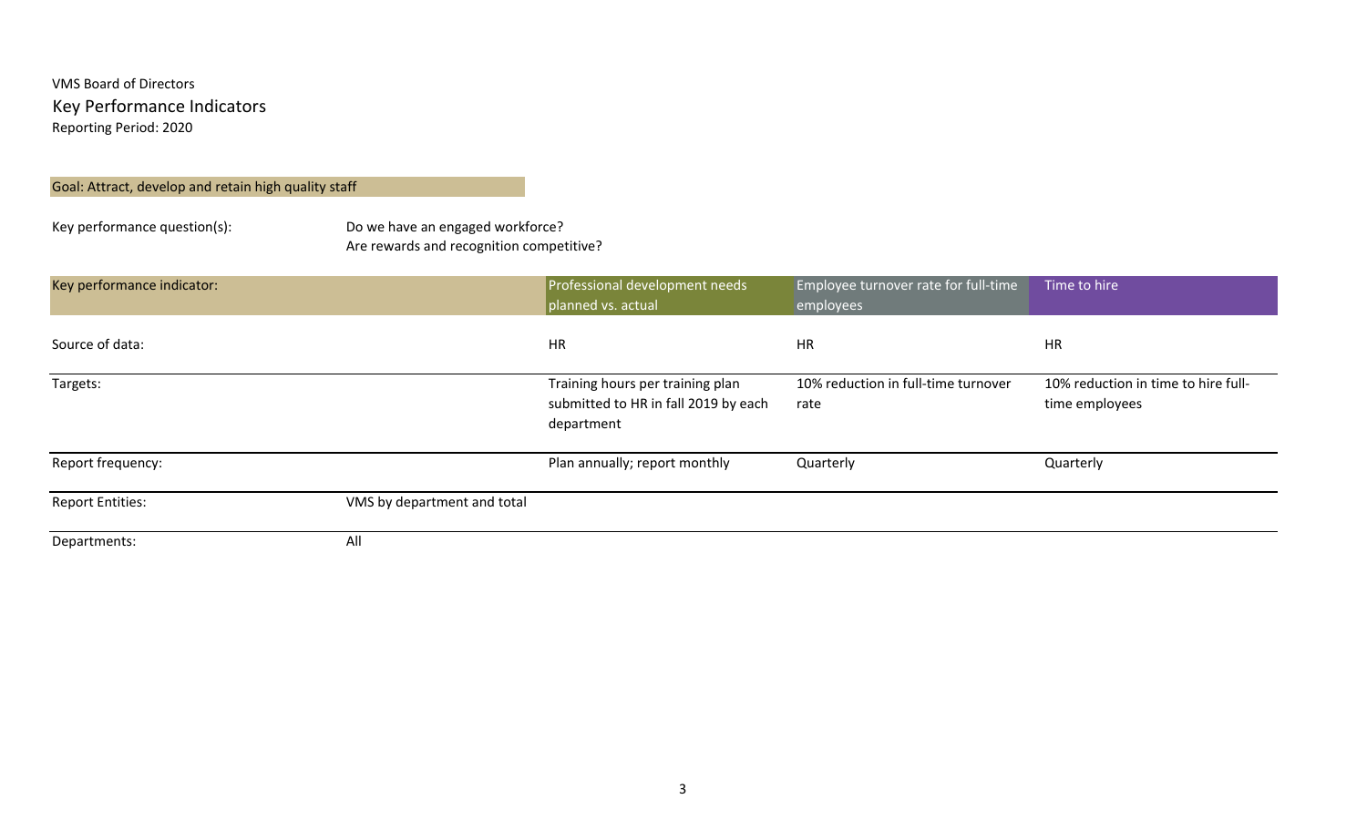VMS Board of Directors

## Key Performance Indicators

Reporting Period: 2020

**Goal: Attract, develop and retain high quality staff**

Key performance question(s): Do we have an engaged workforce?
Are rewards and recognition competitive?

| Key performance indicator: | | Professional development needs planned vs. actual | Employee turnover rate for full-time employees | Time to hire |
|---|---|---|---|---|
| Source of data: | | HR | HR | HR |
| Targets: | | Training hours per training plan submitted to HR in fall 2019 by each department | 10% reduction in full-time turnover rate | 10% reduction in time to hire full-time employees |
| Report frequency: | | Plan annually; report monthly | Quarterly | Quarterly |
| Report Entities: | VMS by department and total | | | |
| Departments: | All | | | |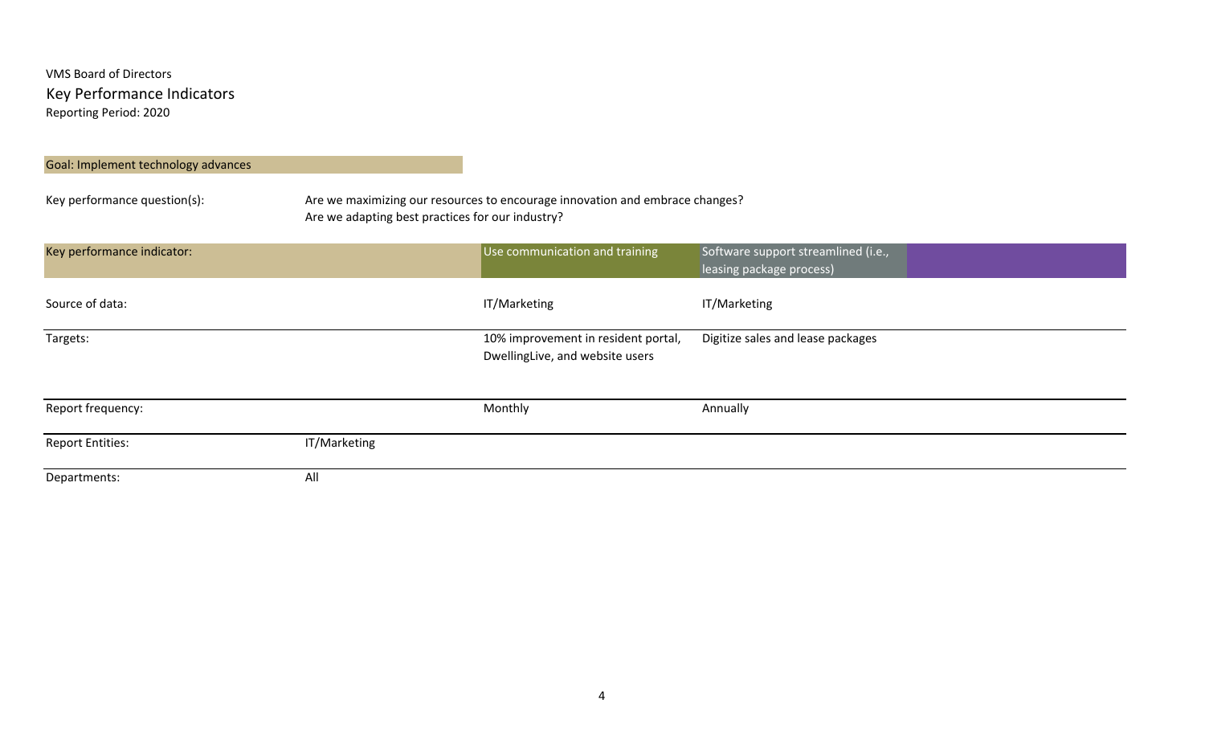VMS Board of Directors

## Key Performance Indicators

Reporting Period: 2020

### Goal: Implement technology advances

Key performance question(s): Are we maximizing our resources to encourage innovation and embrace changes?
Are we adapting best practices for our industry?

| Key performance indicator: | | Use communication and training | Software support streamlined (i.e., leasing package process) | |
|---|---|---|---|---|
| Source of data: | | IT/Marketing | IT/Marketing | |
| Targets: | | 10% improvement in resident portal, DwellingLive, and website users | Digitize sales and lease packages | |
| Report frequency: | | Monthly | Annually | |
| Report Entities: | IT/Marketing | | | |
| Departments: | All | | | |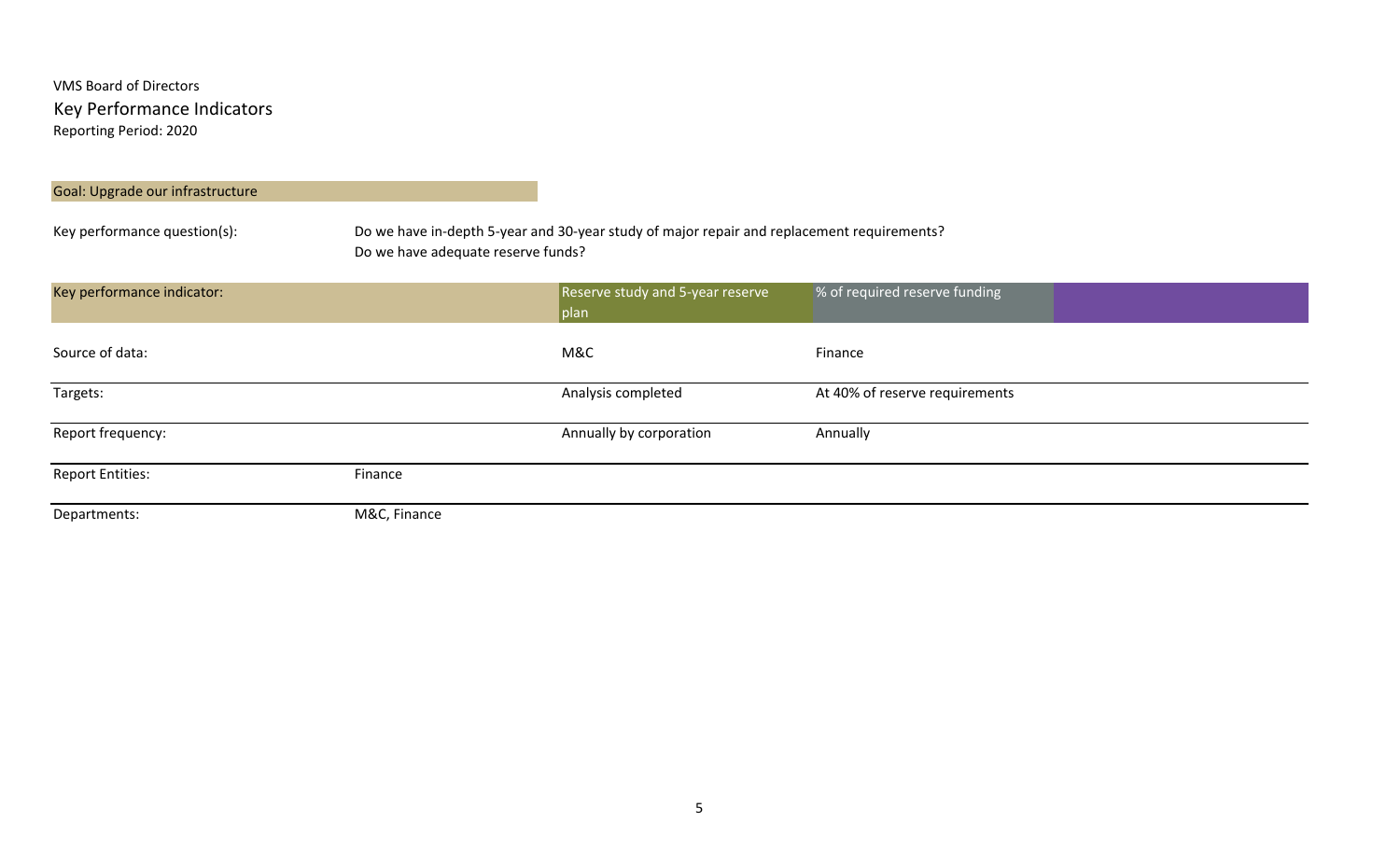VMS Board of Directors

## Key Performance Indicators

Reporting Period: 2020

**Goal: Upgrade our infrastructure**

Key performance question(s): Do we have in-depth 5-year and 30-year study of major repair and replacement requirements?
Do we have adequate reserve funds?

| Key performance indicator: | | Reserve study and 5-year reserve plan | % of required reserve funding | |
|---|---|---|---|---|
| Source of data: | | M&C | Finance | |
| Targets: | | Analysis completed | At 40% of reserve requirements | |
| Report frequency: | | Annually by corporation | Annually | |
| Report Entities: | Finance | | | |
| Departments: | M&C, Finance | | | |